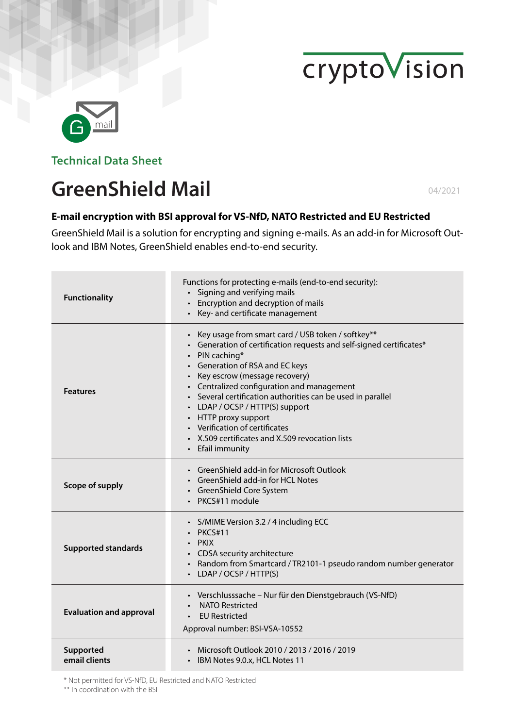cryptoVision

mail

Technical Data Sheet

# GreenShield Mail

04/2021

**E-mail encryption with BSI approval for VS-NfD, NATO Restricted and EU Restricted**

GreenShield Mail is a solution for encrypting and signing e-mails. As an add-in for Microsoft Outlook and IBM Notes, GreenShield enables end-to-end security.

| | |
|---|---|
| **Functionality** | Functions for protecting e-mails (end-to-end security):<br>• Signing and verifying mails<br>• Encryption and decryption of mails<br>• Key- and certificate management |
| **Features** | • Key usage from smart card / USB token / softkey**<br>• Generation of certification requests and self-signed certificates*<br>• PIN caching*<br>• Generation of RSA and EC keys<br>• Key escrow (message recovery)<br>• Centralized configuration and management<br>• Several certification authorities can be used in parallel<br>• LDAP / OCSP / HTTP(S) support<br>• HTTP proxy support<br>• Verification of certificates<br>• X.509 certificates and X.509 revocation lists<br>• Efail immunity |
| **Scope of supply** | • GreenShield add-in for Microsoft Outlook<br>• GreenShield add-in for HCL Notes<br>• GreenShield Core System<br>• PKCS#11 module |
| **Supported standards** | • S/MIME Version 3.2 / 4 including ECC<br>• PKCS#11<br>• PKIX<br>• CDSA security architecture<br>• Random from Smartcard / TR2101-1 pseudo random number generator<br>• LDAP / OCSP / HTTP(S) |
| **Evaluation and approval** | • Verschlusssache – Nur für den Dienstgebrauch (VS-NfD)<br>• NATO Restricted<br>• EU Restricted<br>Approval number: BSI-VSA-10552 |
| **Supported email clients** | • Microsoft Outlook 2010 / 2013 / 2016 / 2019<br>• IBM Notes 9.0.x, HCL Notes 11 |

* Not permitted for VS-NfD, EU Restricted and NATO Restricted

** In coordination with the BSI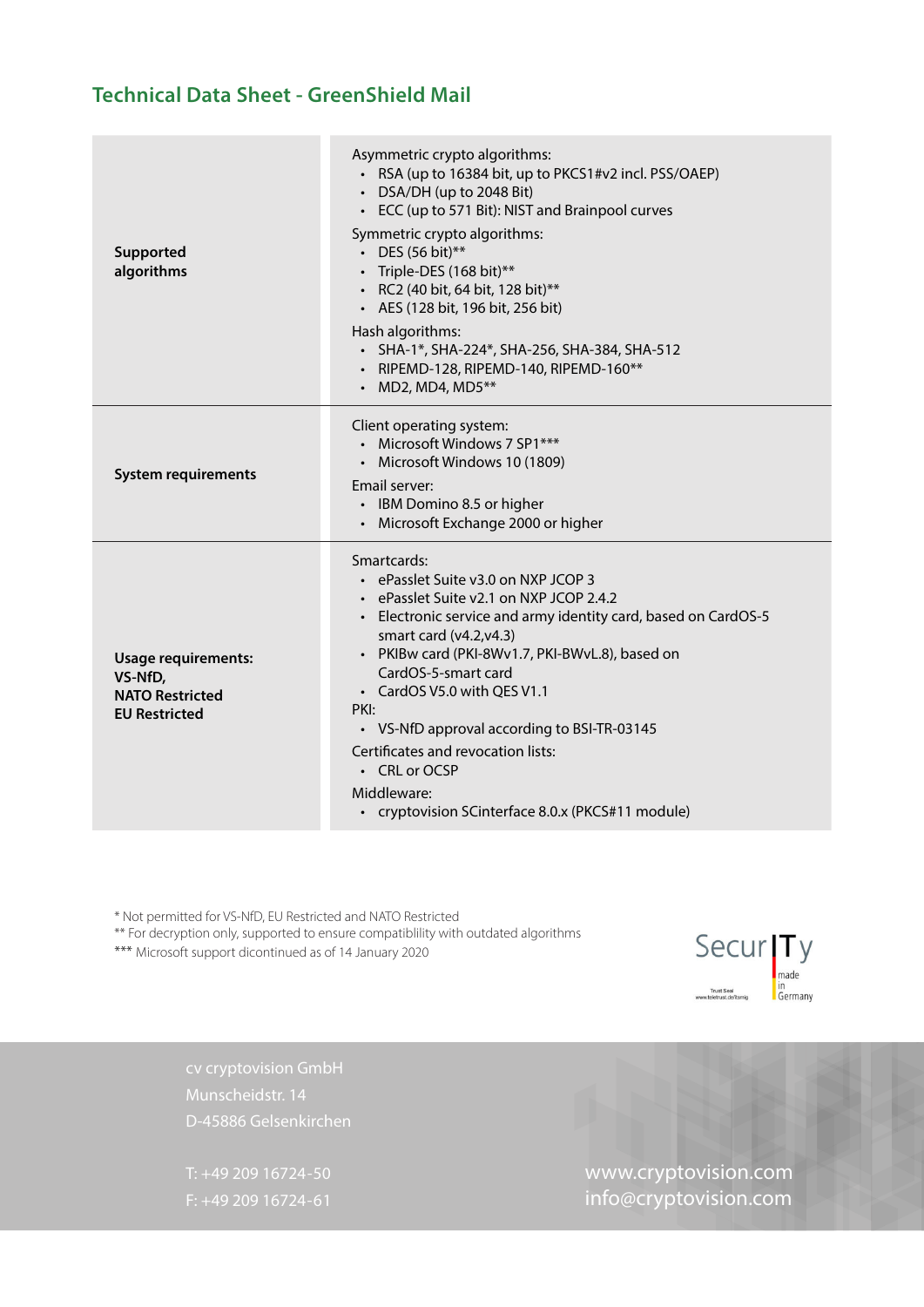## Technical Data Sheet - GreenShield Mail

| | |
|---|---|
| **Supported algorithms** | Asymmetric crypto algorithms:<br>• RSA (up to 16384 bit, up to PKCS1#v2 incl. PSS/OAEP)<br>• DSA/DH (up to 2048 Bit)<br>• ECC (up to 571 Bit): NIST and Brainpool curves<br>Symmetric crypto algorithms:<br>• DES (56 bit)**<br>• Triple-DES (168 bit)**<br>• RC2 (40 bit, 64 bit, 128 bit)**<br>• AES (128 bit, 196 bit, 256 bit)<br>Hash algorithms:<br>• SHA-1*, SHA-224*, SHA-256, SHA-384, SHA-512<br>• RIPEMD-128, RIPEMD-140, RIPEMD-160**<br>• MD2, MD4, MD5** |
| **System requirements** | Client operating system:<br>• Microsoft Windows 7 SP1***<br>• Microsoft Windows 10 (1809)<br>Email server:<br>• IBM Domino 8.5 or higher<br>• Microsoft Exchange 2000 or higher |
| **Usage requirements: VS-NfD, NATO Restricted EU Restricted** | Smartcards:<br>• ePasslet Suite v3.0 on NXP JCOP 3<br>• ePasslet Suite v2.1 on NXP JCOP 2.4.2<br>• Electronic service and army identity card, based on CardOS-5 smart card (v4.2,v4.3)<br>• PKIBw card (PKI-8Wv1.7, PKI-BWvL.8), based on CardOS-5-smart card<br>• CardOS V5.0 with QES V1.1<br>PKI:<br>• VS-NfD approval according to BSI-TR-03145<br>Certificates and revocation lists:<br>• CRL or OCSP<br>Middleware:<br>• cryptovision SCinterface 8.0.x (PKCS#11 module) |

\* Not permitted for VS-NfD, EU Restricted and NATO Restricted
** For decryption only, supported to ensure compatiblility with outdated algorithms
*** Microsoft support dicontinued as of 14 January 2020

SecurITy made in Germany

cv cryptovision GmbH
Munscheidstr. 14
D-45886 Gelsenkirchen

T: +49 209 16724-50
F: +49 209 16724-61

www.cryptovision.com
info@cryptovision.com